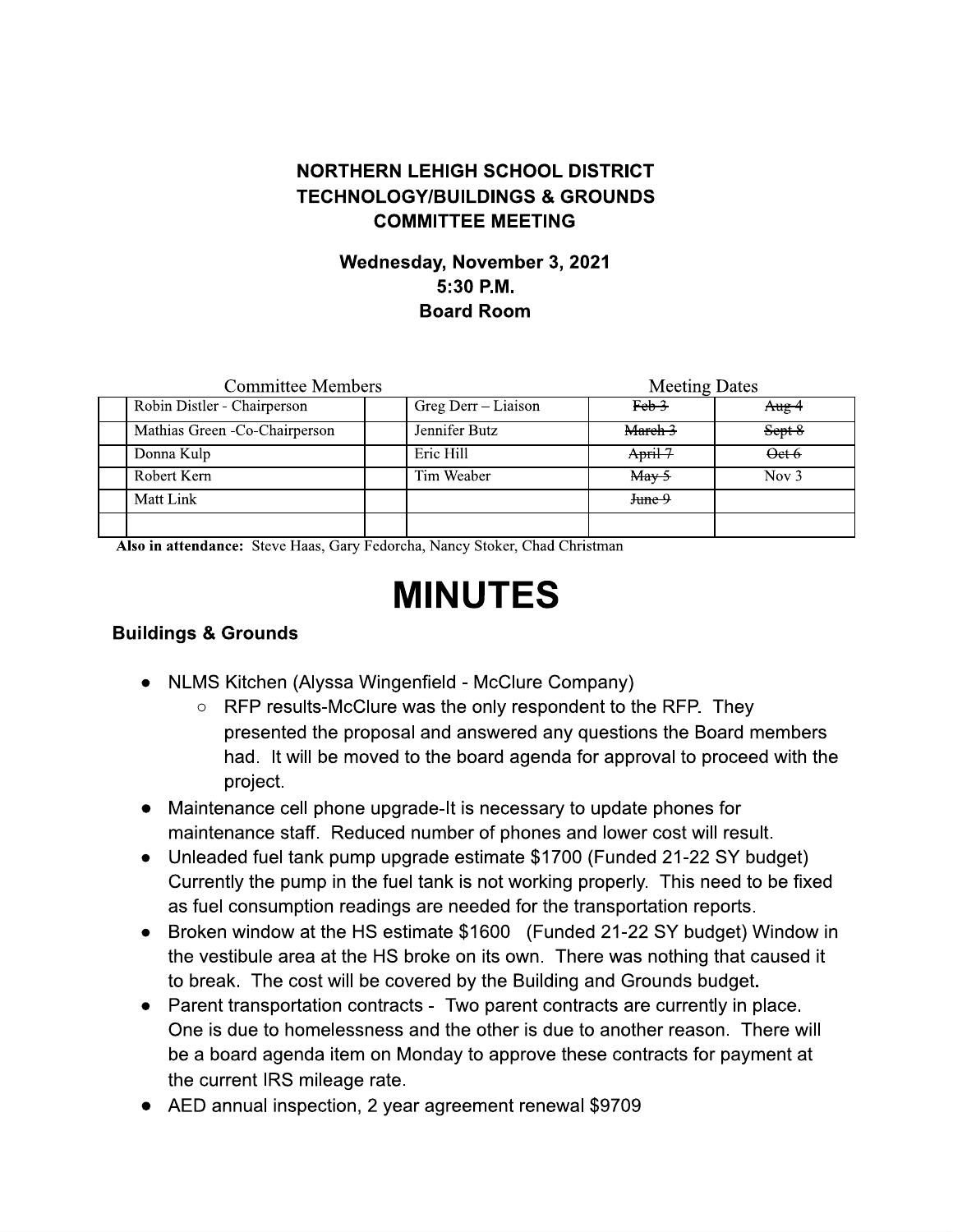**NORTHERN LEHIGH SCHOOL DISTRICT**
**TECHNOLOGY/BUILDINGS & GROUNDS**
**COMMITTEE MEETING**

**Wednesday, November 3, 2021**
**5:30 P.M.**
**Board Room**

| | Committee Members | | | Meeting Dates | |
|---|---|---|---|---|---|
| | Robin Distler - Chairperson | | Greg Derr – Liaison | ~~Feb 3~~ | ~~Aug 4~~ |
| | Mathias Green -Co-Chairperson | | Jennifer Butz | ~~March 3~~ | ~~Sept 8~~ |
| | Donna Kulp | | Eric Hill | ~~April 7~~ | ~~Oct 6~~ |
| | Robert Kern | | Tim Weaber | ~~May 5~~ | Nov 3 |
| | Matt Link | | | ~~June 9~~ | |
| | | | | | |

**Also in attendance:** Steve Haas, Gary Fedorcha, Nancy Stoker, Chad Christman

# MINUTES

### Buildings & Grounds

- NLMS Kitchen (Alyssa Wingenfield - McClure Company)
  - RFP results-McClure was the only respondent to the RFP. They presented the proposal and answered any questions the Board members had. It will be moved to the board agenda for approval to proceed with the project.
- Maintenance cell phone upgrade-It is necessary to update phones for maintenance staff. Reduced number of phones and lower cost will result.
- Unleaded fuel tank pump upgrade estimate $1700 (Funded 21-22 SY budget) Currently the pump in the fuel tank is not working properly. This need to be fixed as fuel consumption readings are needed for the transportation reports.
- Broken window at the HS estimate $1600 (Funded 21-22 SY budget) Window in the vestibule area at the HS broke on its own. There was nothing that caused it to break. The cost will be covered by the Building and Grounds budget.
- Parent transportation contracts - Two parent contracts are currently in place. One is due to homelessness and the other is due to another reason. There will be a board agenda item on Monday to approve these contracts for payment at the current IRS mileage rate.
- AED annual inspection, 2 year agreement renewal $9709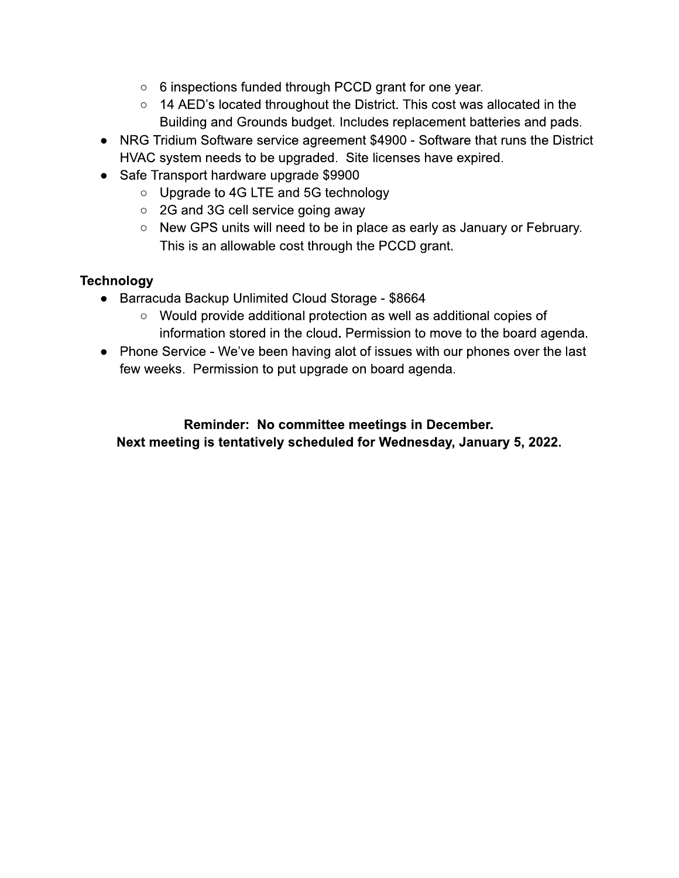- 6 inspections funded through PCCD grant for one year.
    - 14 AED's located throughout the District. This cost was allocated in the Building and Grounds budget. Includes replacement batteries and pads.
- NRG Tridium Software service agreement $4900 - Software that runs the District HVAC system needs to be upgraded. Site licenses have expired.
- Safe Transport hardware upgrade $9900
    - Upgrade to 4G LTE and 5G technology
    - 2G and 3G cell service going away
    - New GPS units will need to be in place as early as January or February. This is an allowable cost through the PCCD grant.

**Technology**

- Barracuda Backup Unlimited Cloud Storage - $8664
    - Would provide additional protection as well as additional copies of information stored in the cloud. Permission to move to the board agenda.
- Phone Service - We've been having alot of issues with our phones over the last few weeks. Permission to put upgrade on board agenda.

**Reminder: No committee meetings in December.**
**Next meeting is tentatively scheduled for Wednesday, January 5, 2022.**